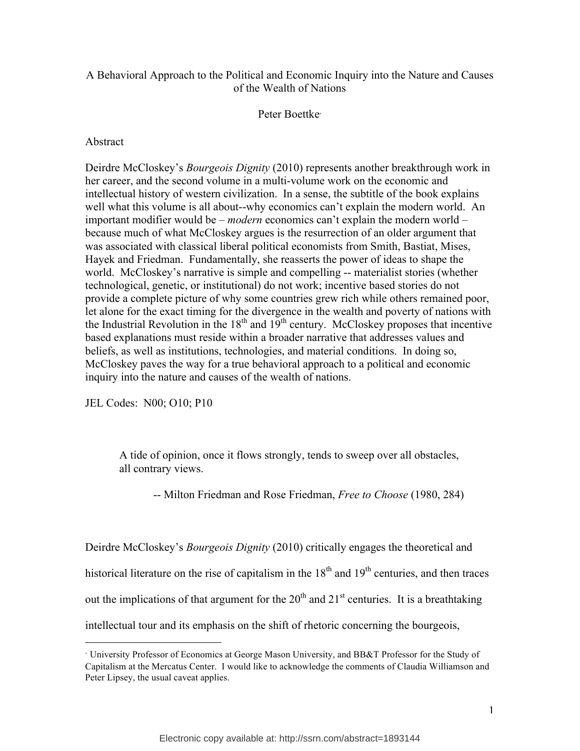# A Behavioral Approach to the Political and Economic Inquiry into the Nature and Causes of the Wealth of Nations

Peter Boettke[*]

## Abstract

Deirdre McCloskey's *Bourgeois Dignity* (2010) represents another breakthrough work in her career, and the second volume in a multi-volume work on the economic and intellectual history of western civilization. In a sense, the subtitle of the book explains well what this volume is all about--why economics can't explain the modern world. An important modifier would be – *modern* economics can't explain the modern world – because much of what McCloskey argues is the resurrection of an older argument that was associated with classical liberal political economists from Smith, Bastiat, Mises, Hayek and Friedman. Fundamentally, she reasserts the power of ideas to shape the world. McCloskey's narrative is simple and compelling -- materialist stories (whether technological, genetic, or institutional) do not work; incentive based stories do not provide a complete picture of why some countries grew rich while others remained poor, let alone for the exact timing for the divergence in the wealth and poverty of nations with the Industrial Revolution in the 18th and 19th century. McCloskey proposes that incentive based explanations must reside within a broader narrative that addresses values and beliefs, as well as institutions, technologies, and material conditions. In doing so, McCloskey paves the way for a true behavioral approach to a political and economic inquiry into the nature and causes of the wealth of nations.

JEL Codes: N00; O10; P10

> A tide of opinion, once it flows strongly, tends to sweep over all obstacles, all contrary views.
>
> -- Milton Friedman and Rose Friedman, *Free to Choose* (1980, 284)

Deirdre McCloskey's *Bourgeois Dignity* (2010) critically engages the theoretical and historical literature on the rise of capitalism in the 18th and 19th centuries, and then traces out the implications of that argument for the 20th and 21st centuries. It is a breathtaking intellectual tour and its emphasis on the shift of rhetoric concerning the bourgeois,

---

[*] University Professor of Economics at George Mason University, and BB&T Professor for the Study of Capitalism at the Mercatus Center. I would like to acknowledge the comments of Claudia Williamson and Peter Lipsey, the usual caveat applies.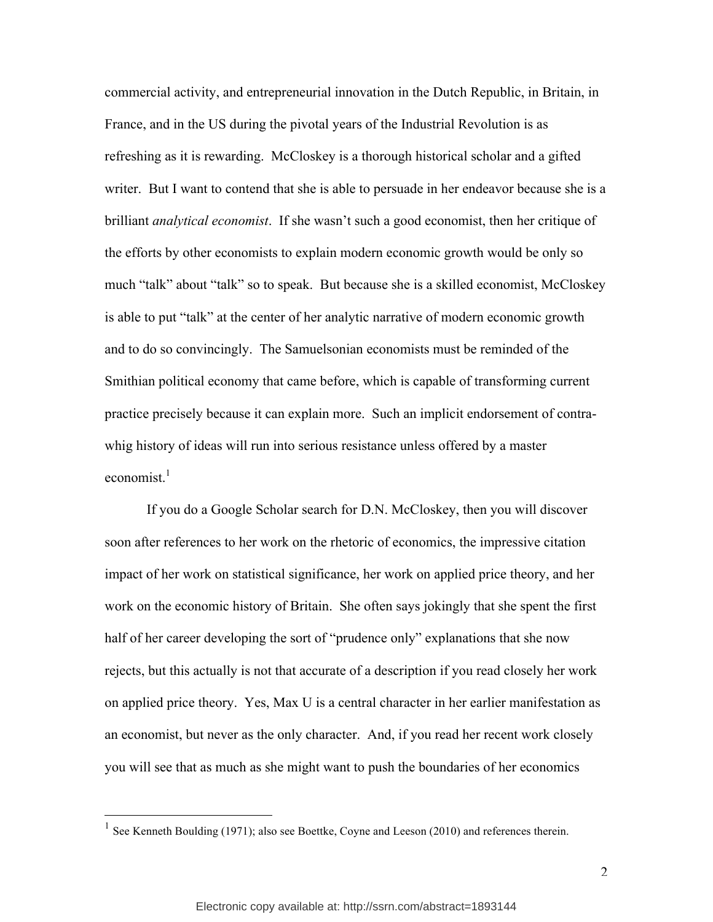commercial activity, and entrepreneurial innovation in the Dutch Republic, in Britain, in France, and in the US during the pivotal years of the Industrial Revolution is as refreshing as it is rewarding. McCloskey is a thorough historical scholar and a gifted writer. But I want to contend that she is able to persuade in her endeavor because she is a brilliant *analytical economist*. If she wasn't such a good economist, then her critique of the efforts by other economists to explain modern economic growth would be only so much "talk" about "talk" so to speak. But because she is a skilled economist, McCloskey is able to put "talk" at the center of her analytic narrative of modern economic growth and to do so convincingly. The Samuelsonian economists must be reminded of the Smithian political economy that came before, which is capable of transforming current practice precisely because it can explain more. Such an implicit endorsement of contra-whig history of ideas will run into serious resistance unless offered by a master economist.[1]

If you do a Google Scholar search for D.N. McCloskey, then you will discover soon after references to her work on the rhetoric of economics, the impressive citation impact of her work on statistical significance, her work on applied price theory, and her work on the economic history of Britain. She often says jokingly that she spent the first half of her career developing the sort of "prudence only" explanations that she now rejects, but this actually is not that accurate of a description if you read closely her work on applied price theory. Yes, Max U is a central character in her earlier manifestation as an economist, but never as the only character. And, if you read her recent work closely you will see that as much as she might want to push the boundaries of her economics

[1] See Kenneth Boulding (1971); also see Boettke, Coyne and Leeson (2010) and references therein.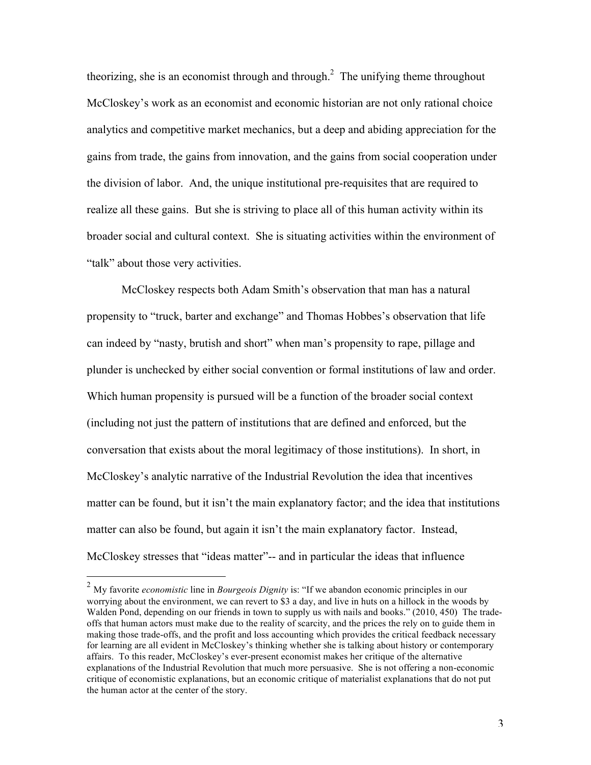theorizing, she is an economist through and through.[2] The unifying theme throughout McCloskey's work as an economist and economic historian are not only rational choice analytics and competitive market mechanics, but a deep and abiding appreciation for the gains from trade, the gains from innovation, and the gains from social cooperation under the division of labor. And, the unique institutional pre-requisites that are required to realize all these gains. But she is striving to place all of this human activity within its broader social and cultural context. She is situating activities within the environment of "talk" about those very activities.

McCloskey respects both Adam Smith's observation that man has a natural propensity to "truck, barter and exchange" and Thomas Hobbes's observation that life can indeed by "nasty, brutish and short" when man's propensity to rape, pillage and plunder is unchecked by either social convention or formal institutions of law and order. Which human propensity is pursued will be a function of the broader social context (including not just the pattern of institutions that are defined and enforced, but the conversation that exists about the moral legitimacy of those institutions). In short, in McCloskey's analytic narrative of the Industrial Revolution the idea that incentives matter can be found, but it isn't the main explanatory factor; and the idea that institutions matter can also be found, but again it isn't the main explanatory factor. Instead, McCloskey stresses that "ideas matter"-- and in particular the ideas that influence

---

[2] My favorite *economistic* line in *Bourgeois Dignity* is: "If we abandon economic principles in our worrying about the environment, we can revert to $3 a day, and live in huts on a hillock in the woods by Walden Pond, depending on our friends in town to supply us with nails and books." (2010, 450) The trade-offs that human actors must make due to the reality of scarcity, and the prices the rely on to guide them in making those trade-offs, and the profit and loss accounting which provides the critical feedback necessary for learning are all evident in McCloskey's thinking whether she is talking about history or contemporary affairs. To this reader, McCloskey's ever-present economist makes her critique of the alternative explanations of the Industrial Revolution that much more persuasive. She is not offering a non-economic critique of economistic explanations, but an economic critique of materialist explanations that do not put the human actor at the center of the story.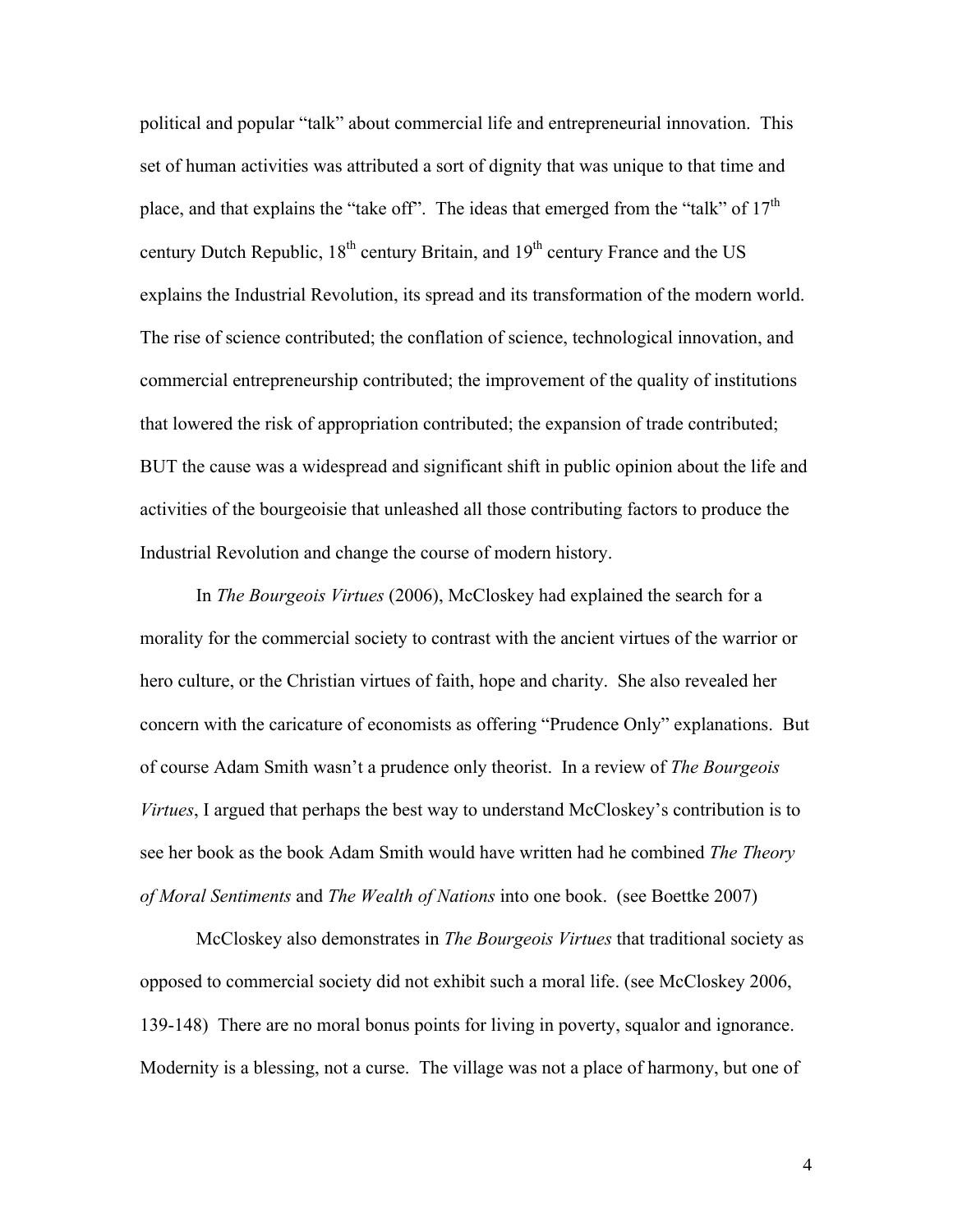political and popular "talk" about commercial life and entrepreneurial innovation. This set of human activities was attributed a sort of dignity that was unique to that time and place, and that explains the "take off". The ideas that emerged from the "talk" of 17th century Dutch Republic, 18th century Britain, and 19th century France and the US explains the Industrial Revolution, its spread and its transformation of the modern world. The rise of science contributed; the conflation of science, technological innovation, and commercial entrepreneurship contributed; the improvement of the quality of institutions that lowered the risk of appropriation contributed; the expansion of trade contributed; BUT the cause was a widespread and significant shift in public opinion about the life and activities of the bourgeoisie that unleashed all those contributing factors to produce the Industrial Revolution and change the course of modern history.

In *The Bourgeois Virtues* (2006), McCloskey had explained the search for a morality for the commercial society to contrast with the ancient virtues of the warrior or hero culture, or the Christian virtues of faith, hope and charity. She also revealed her concern with the caricature of economists as offering "Prudence Only" explanations. But of course Adam Smith wasn't a prudence only theorist. In a review of *The Bourgeois Virtues*, I argued that perhaps the best way to understand McCloskey's contribution is to see her book as the book Adam Smith would have written had he combined *The Theory of Moral Sentiments* and *The Wealth of Nations* into one book. (see Boettke 2007)

McCloskey also demonstrates in *The Bourgeois Virtues* that traditional society as opposed to commercial society did not exhibit such a moral life. (see McCloskey 2006, 139-148) There are no moral bonus points for living in poverty, squalor and ignorance. Modernity is a blessing, not a curse. The village was not a place of harmony, but one of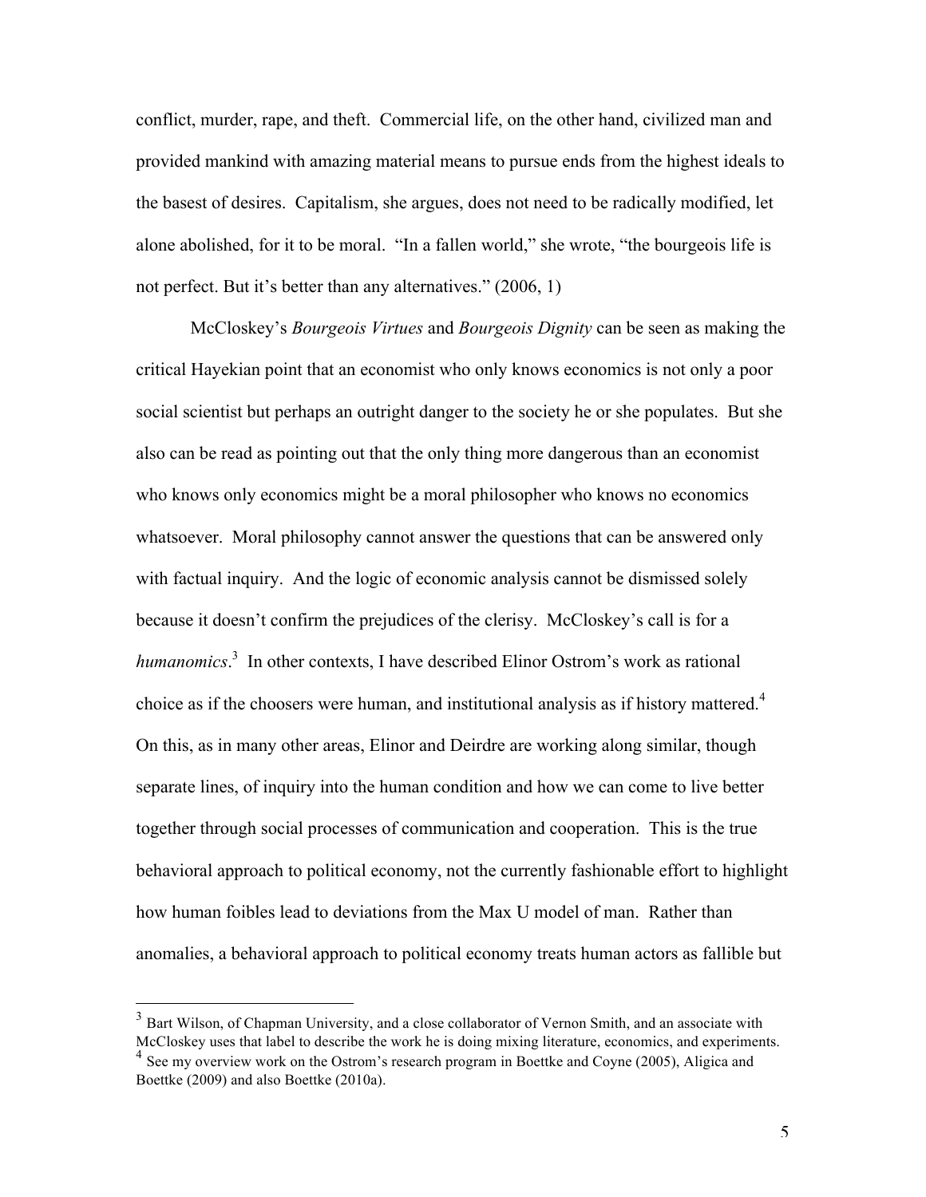conflict, murder, rape, and theft. Commercial life, on the other hand, civilized man and provided mankind with amazing material means to pursue ends from the highest ideals to the basest of desires. Capitalism, she argues, does not need to be radically modified, let alone abolished, for it to be moral. "In a fallen world," she wrote, "the bourgeois life is not perfect. But it's better than any alternatives." (2006, 1)

McCloskey's *Bourgeois Virtues* and *Bourgeois Dignity* can be seen as making the critical Hayekian point that an economist who only knows economics is not only a poor social scientist but perhaps an outright danger to the society he or she populates. But she also can be read as pointing out that the only thing more dangerous than an economist who knows only economics might be a moral philosopher who knows no economics whatsoever. Moral philosophy cannot answer the questions that can be answered only with factual inquiry. And the logic of economic analysis cannot be dismissed solely because it doesn't confirm the prejudices of the clerisy. McCloskey's call is for a *humanomics*.[3] In other contexts, I have described Elinor Ostrom's work as rational choice as if the choosers were human, and institutional analysis as if history mattered.[4] On this, as in many other areas, Elinor and Deirdre are working along similar, though separate lines, of inquiry into the human condition and how we can come to live better together through social processes of communication and cooperation. This is the true behavioral approach to political economy, not the currently fashionable effort to highlight how human foibles lead to deviations from the Max U model of man. Rather than anomalies, a behavioral approach to political economy treats human actors as fallible but

---

[3] Bart Wilson, of Chapman University, and a close collaborator of Vernon Smith, and an associate with McCloskey uses that label to describe the work he is doing mixing literature, economics, and experiments.

[4] See my overview work on the Ostrom's research program in Boettke and Coyne (2005), Aligica and Boettke (2009) and also Boettke (2010a).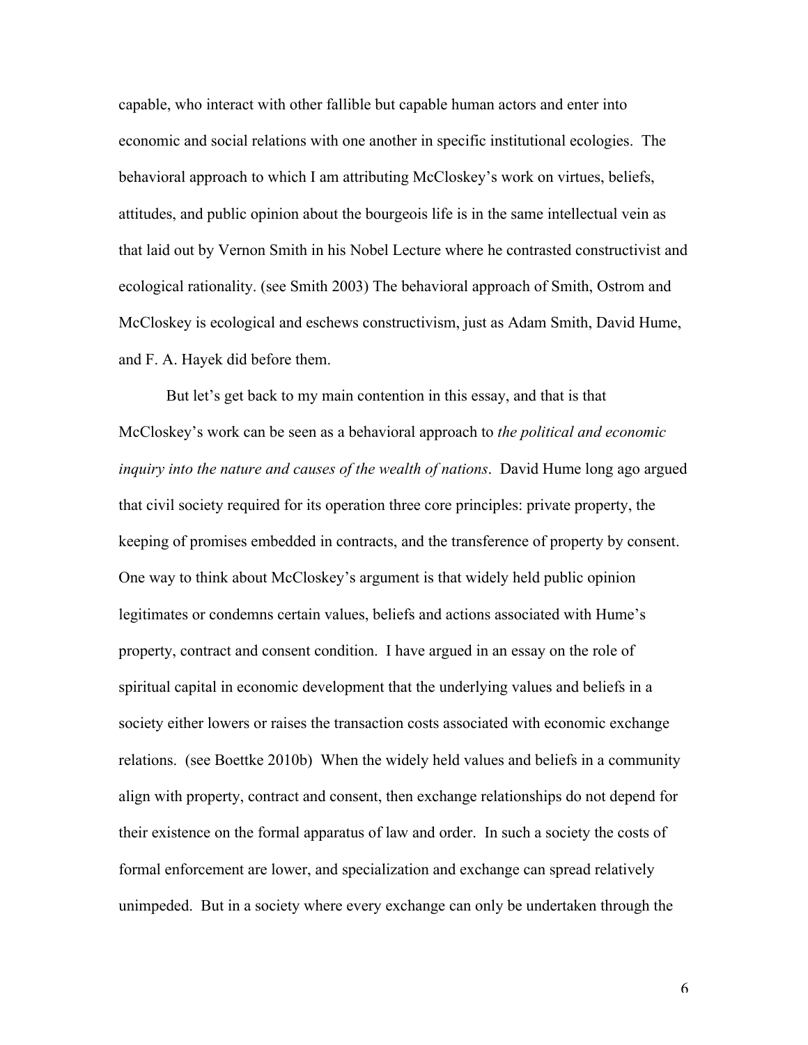capable, who interact with other fallible but capable human actors and enter into economic and social relations with one another in specific institutional ecologies. The behavioral approach to which I am attributing McCloskey's work on virtues, beliefs, attitudes, and public opinion about the bourgeois life is in the same intellectual vein as that laid out by Vernon Smith in his Nobel Lecture where he contrasted constructivist and ecological rationality. (see Smith 2003) The behavioral approach of Smith, Ostrom and McCloskey is ecological and eschews constructivism, just as Adam Smith, David Hume, and F. A. Hayek did before them.

But let's get back to my main contention in this essay, and that is that McCloskey's work can be seen as a behavioral approach to *the political and economic inquiry into the nature and causes of the wealth of nations*. David Hume long ago argued that civil society required for its operation three core principles: private property, the keeping of promises embedded in contracts, and the transference of property by consent. One way to think about McCloskey's argument is that widely held public opinion legitimates or condemns certain values, beliefs and actions associated with Hume's property, contract and consent condition. I have argued in an essay on the role of spiritual capital in economic development that the underlying values and beliefs in a society either lowers or raises the transaction costs associated with economic exchange relations. (see Boettke 2010b) When the widely held values and beliefs in a community align with property, contract and consent, then exchange relationships do not depend for their existence on the formal apparatus of law and order. In such a society the costs of formal enforcement are lower, and specialization and exchange can spread relatively unimpeded. But in a society where every exchange can only be undertaken through the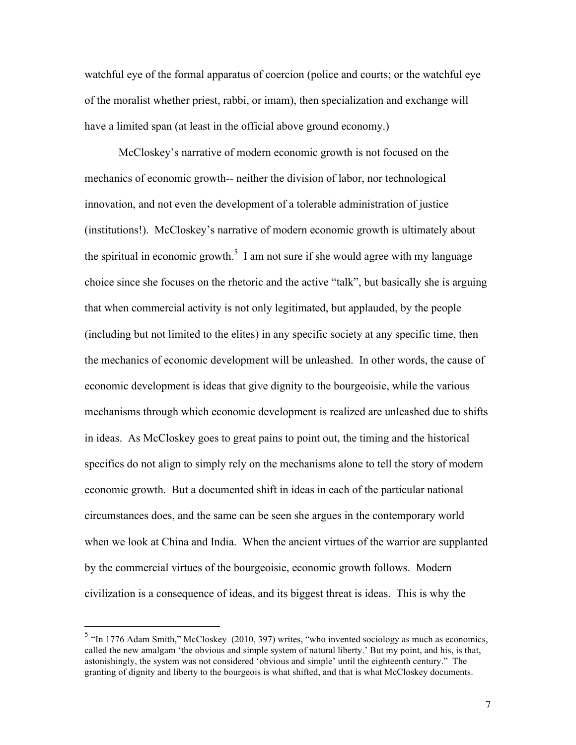watchful eye of the formal apparatus of coercion (police and courts; or the watchful eye of the moralist whether priest, rabbi, or imam), then specialization and exchange will have a limited span (at least in the official above ground economy.)

McCloskey's narrative of modern economic growth is not focused on the mechanics of economic growth-- neither the division of labor, nor technological innovation, and not even the development of a tolerable administration of justice (institutions!). McCloskey's narrative of modern economic growth is ultimately about the spiritual in economic growth.[5] I am not sure if she would agree with my language choice since she focuses on the rhetoric and the active "talk", but basically she is arguing that when commercial activity is not only legitimated, but applauded, by the people (including but not limited to the elites) in any specific society at any specific time, then the mechanics of economic development will be unleashed. In other words, the cause of economic development is ideas that give dignity to the bourgeoisie, while the various mechanisms through which economic development is realized are unleashed due to shifts in ideas. As McCloskey goes to great pains to point out, the timing and the historical specifics do not align to simply rely on the mechanisms alone to tell the story of modern economic growth. But a documented shift in ideas in each of the particular national circumstances does, and the same can be seen she argues in the contemporary world when we look at China and India. When the ancient virtues of the warrior are supplanted by the commercial virtues of the bourgeoisie, economic growth follows. Modern civilization is a consequence of ideas, and its biggest threat is ideas. This is why the

[5] "In 1776 Adam Smith," McCloskey (2010, 397) writes, "who invented sociology as much as economics, called the new amalgam 'the obvious and simple system of natural liberty.' But my point, and his, is that, astonishingly, the system was not considered 'obvious and simple' until the eighteenth century." The granting of dignity and liberty to the bourgeois is what shifted, and that is what McCloskey documents.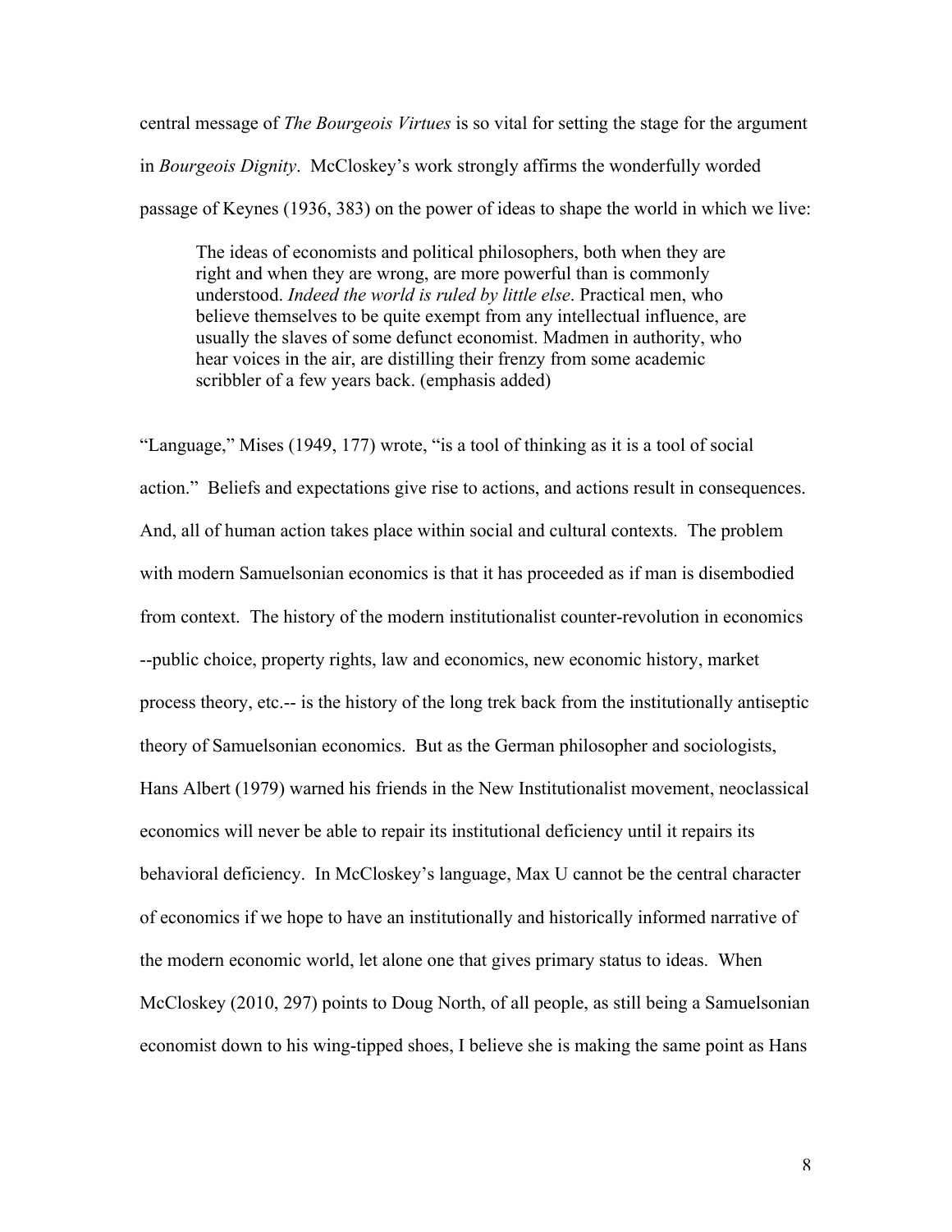central message of *The Bourgeois Virtues* is so vital for setting the stage for the argument in *Bourgeois Dignity*. McCloskey's work strongly affirms the wonderfully worded passage of Keynes (1936, 383) on the power of ideas to shape the world in which we live:

> The ideas of economists and political philosophers, both when they are right and when they are wrong, are more powerful than is commonly understood. *Indeed the world is ruled by little else*. Practical men, who believe themselves to be quite exempt from any intellectual influence, are usually the slaves of some defunct economist. Madmen in authority, who hear voices in the air, are distilling their frenzy from some academic scribbler of a few years back. (emphasis added)

"Language," Mises (1949, 177) wrote, "is a tool of thinking as it is a tool of social action." Beliefs and expectations give rise to actions, and actions result in consequences. And, all of human action takes place within social and cultural contexts. The problem with modern Samuelsonian economics is that it has proceeded as if man is disembodied from context. The history of the modern institutionalist counter-revolution in economics --public choice, property rights, law and economics, new economic history, market process theory, etc.-- is the history of the long trek back from the institutionally antiseptic theory of Samuelsonian economics. But as the German philosopher and sociologists, Hans Albert (1979) warned his friends in the New Institutionalist movement, neoclassical economics will never be able to repair its institutional deficiency until it repairs its behavioral deficiency. In McCloskey's language, Max U cannot be the central character of economics if we hope to have an institutionally and historically informed narrative of the modern economic world, let alone one that gives primary status to ideas. When McCloskey (2010, 297) points to Doug North, of all people, as still being a Samuelsonian economist down to his wing-tipped shoes, I believe she is making the same point as Hans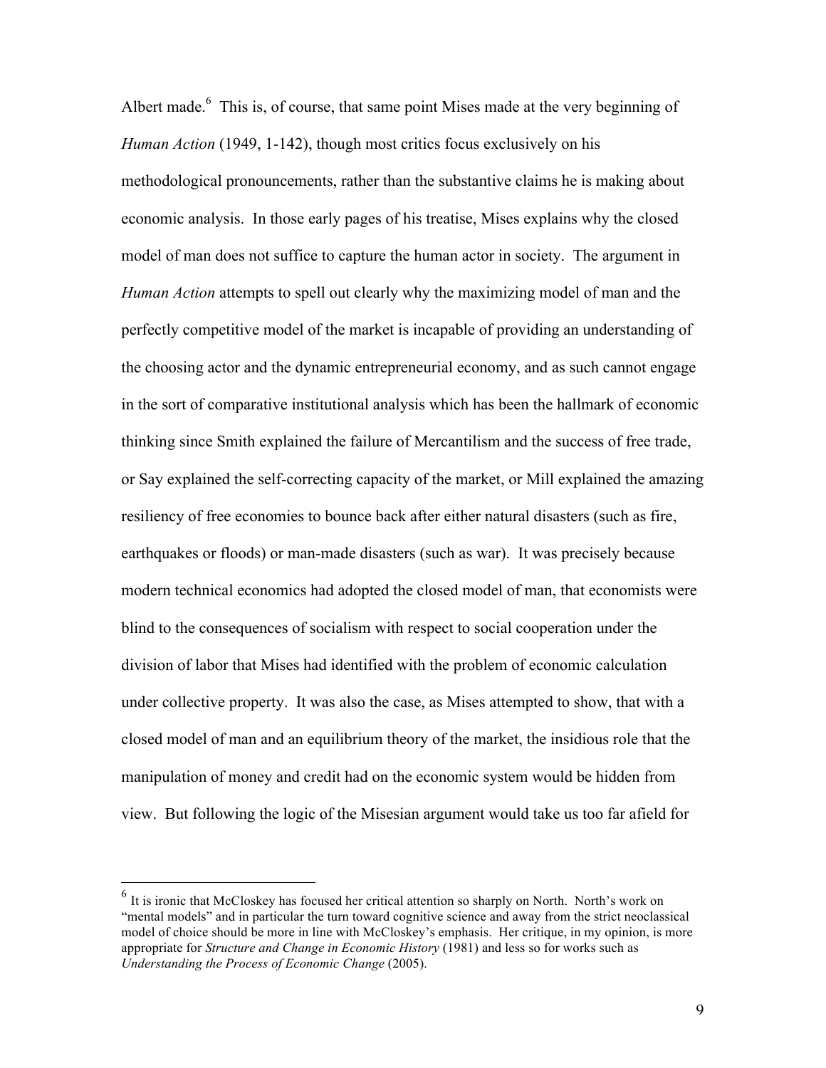Albert made.[6] This is, of course, that same point Mises made at the very beginning of *Human Action* (1949, 1-142), though most critics focus exclusively on his methodological pronouncements, rather than the substantive claims he is making about economic analysis. In those early pages of his treatise, Mises explains why the closed model of man does not suffice to capture the human actor in society. The argument in *Human Action* attempts to spell out clearly why the maximizing model of man and the perfectly competitive model of the market is incapable of providing an understanding of the choosing actor and the dynamic entrepreneurial economy, and as such cannot engage in the sort of comparative institutional analysis which has been the hallmark of economic thinking since Smith explained the failure of Mercantilism and the success of free trade, or Say explained the self-correcting capacity of the market, or Mill explained the amazing resiliency of free economies to bounce back after either natural disasters (such as fire, earthquakes or floods) or man-made disasters (such as war). It was precisely because modern technical economics had adopted the closed model of man, that economists were blind to the consequences of socialism with respect to social cooperation under the division of labor that Mises had identified with the problem of economic calculation under collective property. It was also the case, as Mises attempted to show, that with a closed model of man and an equilibrium theory of the market, the insidious role that the manipulation of money and credit had on the economic system would be hidden from view. But following the logic of the Misesian argument would take us too far afield for

[6] It is ironic that McCloskey has focused her critical attention so sharply on North. North's work on "mental models" and in particular the turn toward cognitive science and away from the strict neoclassical model of choice should be more in line with McCloskey's emphasis. Her critique, in my opinion, is more appropriate for *Structure and Change in Economic History* (1981) and less so for works such as *Understanding the Process of Economic Change* (2005).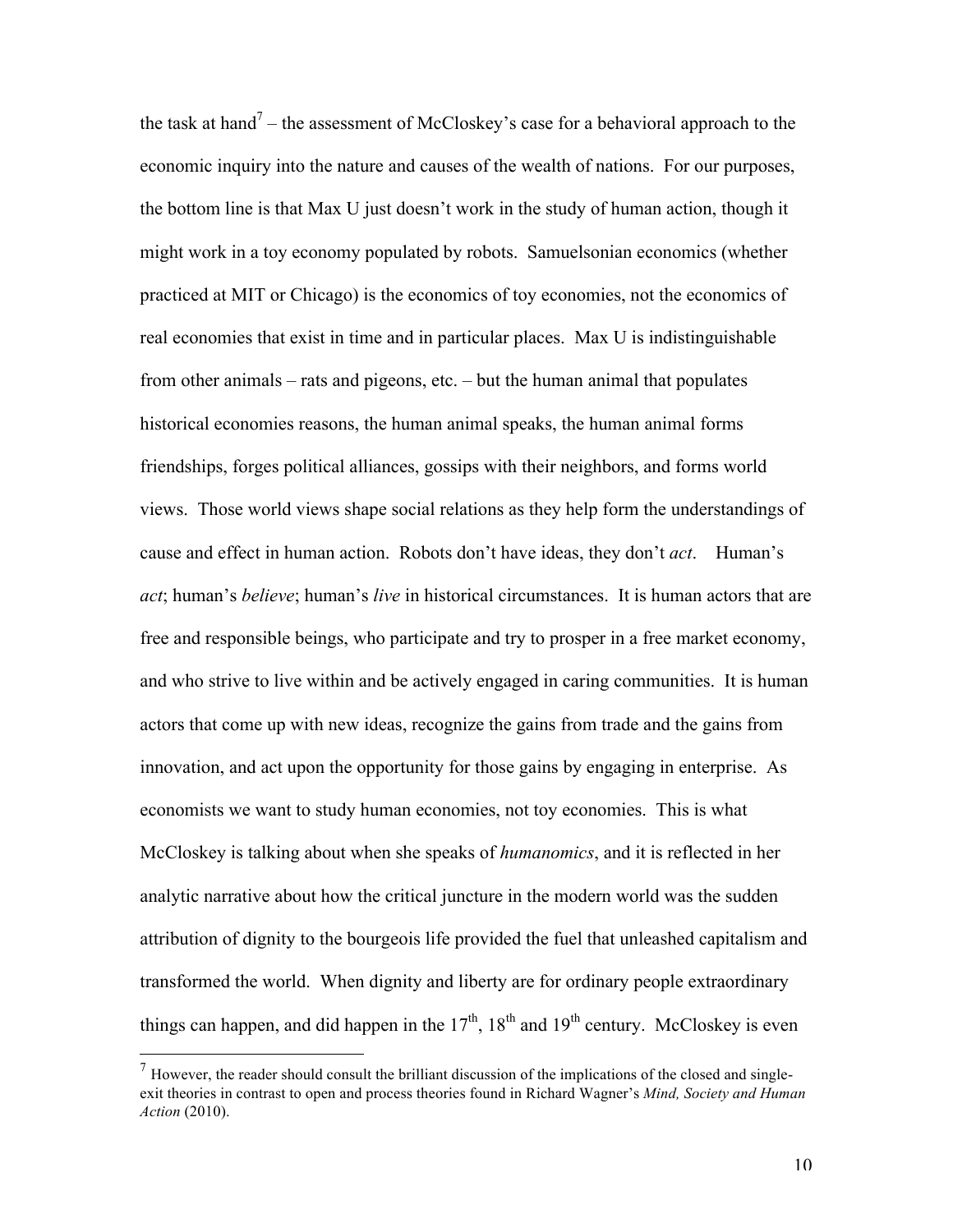the task at hand[7] – the assessment of McCloskey's case for a behavioral approach to the economic inquiry into the nature and causes of the wealth of nations. For our purposes, the bottom line is that Max U just doesn't work in the study of human action, though it might work in a toy economy populated by robots. Samuelsonian economics (whether practiced at MIT or Chicago) is the economics of toy economies, not the economics of real economies that exist in time and in particular places. Max U is indistinguishable from other animals – rats and pigeons, etc. – but the human animal that populates historical economies reasons, the human animal speaks, the human animal forms friendships, forges political alliances, gossips with their neighbors, and forms world views. Those world views shape social relations as they help form the understandings of cause and effect in human action. Robots don't have ideas, they don't *act*. Human's *act*; human's *believe*; human's *live* in historical circumstances. It is human actors that are free and responsible beings, who participate and try to prosper in a free market economy, and who strive to live within and be actively engaged in caring communities. It is human actors that come up with new ideas, recognize the gains from trade and the gains from innovation, and act upon the opportunity for those gains by engaging in enterprise. As economists we want to study human economies, not toy economies. This is what McCloskey is talking about when she speaks of *humanomics*, and it is reflected in her analytic narrative about how the critical juncture in the modern world was the sudden attribution of dignity to the bourgeois life provided the fuel that unleashed capitalism and transformed the world. When dignity and liberty are for ordinary people extraordinary things can happen, and did happen in the 17th, 18th and 19th century. McCloskey is even

[7] However, the reader should consult the brilliant discussion of the implications of the closed and single-exit theories in contrast to open and process theories found in Richard Wagner's *Mind, Society and Human Action* (2010).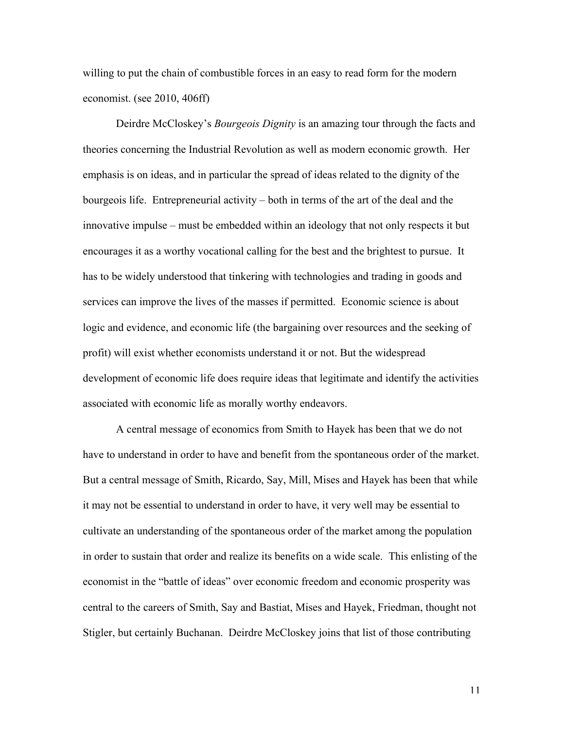willing to put the chain of combustible forces in an easy to read form for the modern economist. (see 2010, 406ff)

Deirdre McCloskey's *Bourgeois Dignity* is an amazing tour through the facts and theories concerning the Industrial Revolution as well as modern economic growth. Her emphasis is on ideas, and in particular the spread of ideas related to the dignity of the bourgeois life. Entrepreneurial activity – both in terms of the art of the deal and the innovative impulse – must be embedded within an ideology that not only respects it but encourages it as a worthy vocational calling for the best and the brightest to pursue. It has to be widely understood that tinkering with technologies and trading in goods and services can improve the lives of the masses if permitted. Economic science is about logic and evidence, and economic life (the bargaining over resources and the seeking of profit) will exist whether economists understand it or not. But the widespread development of economic life does require ideas that legitimate and identify the activities associated with economic life as morally worthy endeavors.

A central message of economics from Smith to Hayek has been that we do not have to understand in order to have and benefit from the spontaneous order of the market. But a central message of Smith, Ricardo, Say, Mill, Mises and Hayek has been that while it may not be essential to understand in order to have, it very well may be essential to cultivate an understanding of the spontaneous order of the market among the population in order to sustain that order and realize its benefits on a wide scale. This enlisting of the economist in the "battle of ideas" over economic freedom and economic prosperity was central to the careers of Smith, Say and Bastiat, Mises and Hayek, Friedman, thought not Stigler, but certainly Buchanan. Deirdre McCloskey joins that list of those contributing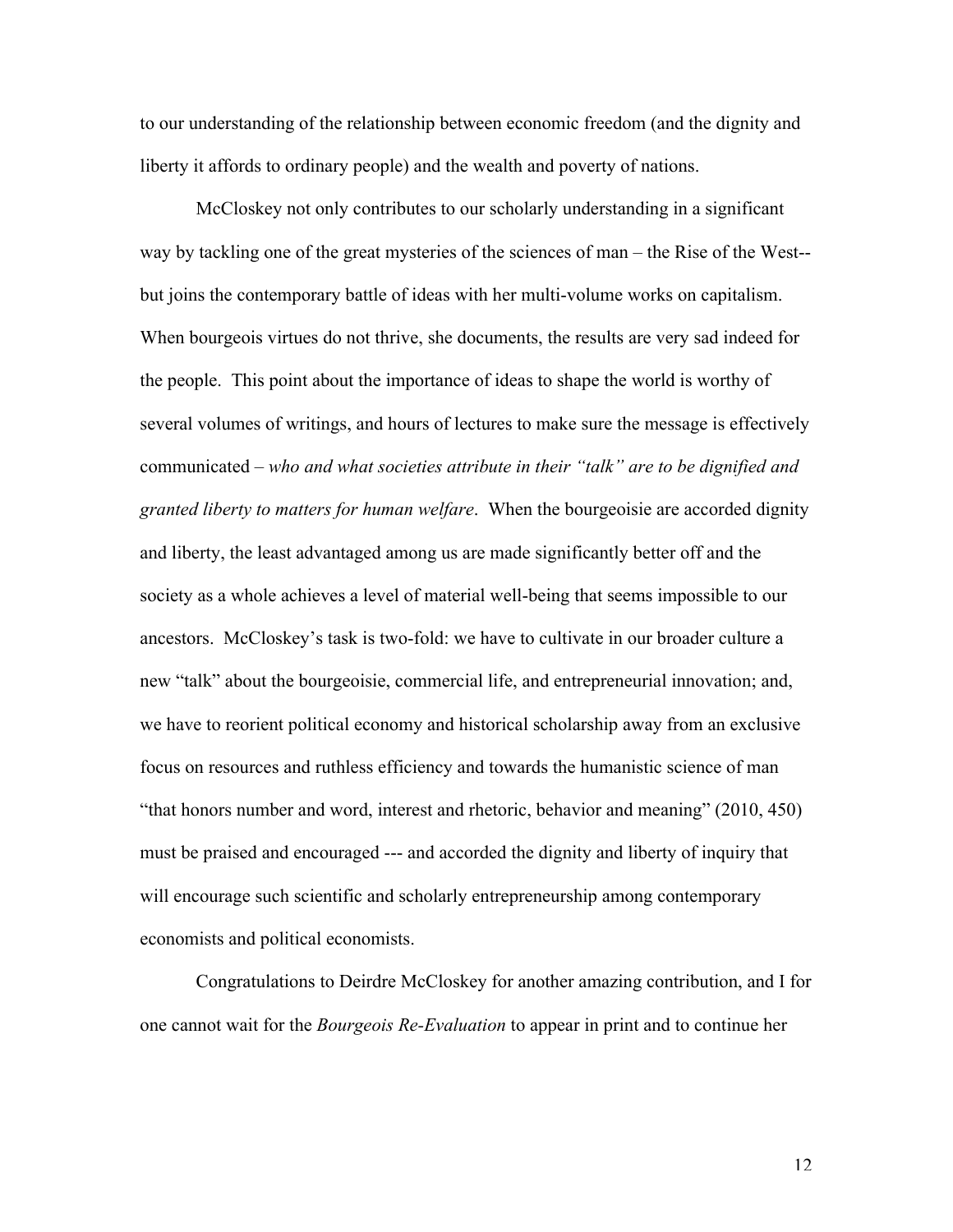to our understanding of the relationship between economic freedom (and the dignity and liberty it affords to ordinary people) and the wealth and poverty of nations.

McCloskey not only contributes to our scholarly understanding in a significant way by tackling one of the great mysteries of the sciences of man – the Rise of the West-- but joins the contemporary battle of ideas with her multi-volume works on capitalism. When bourgeois virtues do not thrive, she documents, the results are very sad indeed for the people. This point about the importance of ideas to shape the world is worthy of several volumes of writings, and hours of lectures to make sure the message is effectively communicated – *who and what societies attribute in their "talk" are to be dignified and granted liberty to matters for human welfare*. When the bourgeoisie are accorded dignity and liberty, the least advantaged among us are made significantly better off and the society as a whole achieves a level of material well-being that seems impossible to our ancestors. McCloskey's task is two-fold: we have to cultivate in our broader culture a new "talk" about the bourgeoisie, commercial life, and entrepreneurial innovation; and, we have to reorient political economy and historical scholarship away from an exclusive focus on resources and ruthless efficiency and towards the humanistic science of man "that honors number and word, interest and rhetoric, behavior and meaning" (2010, 450) must be praised and encouraged --- and accorded the dignity and liberty of inquiry that will encourage such scientific and scholarly entrepreneurship among contemporary economists and political economists.

Congratulations to Deirdre McCloskey for another amazing contribution, and I for one cannot wait for the *Bourgeois Re-Evaluation* to appear in print and to continue her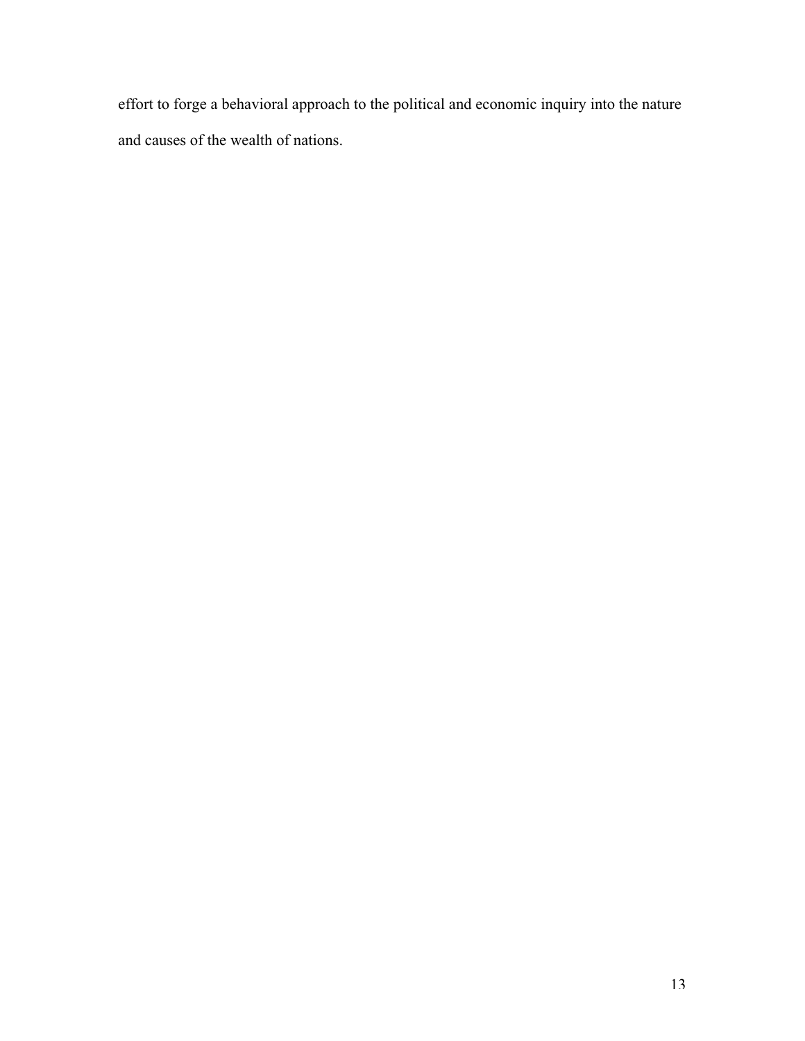effort to forge a behavioral approach to the political and economic inquiry into the nature and causes of the wealth of nations.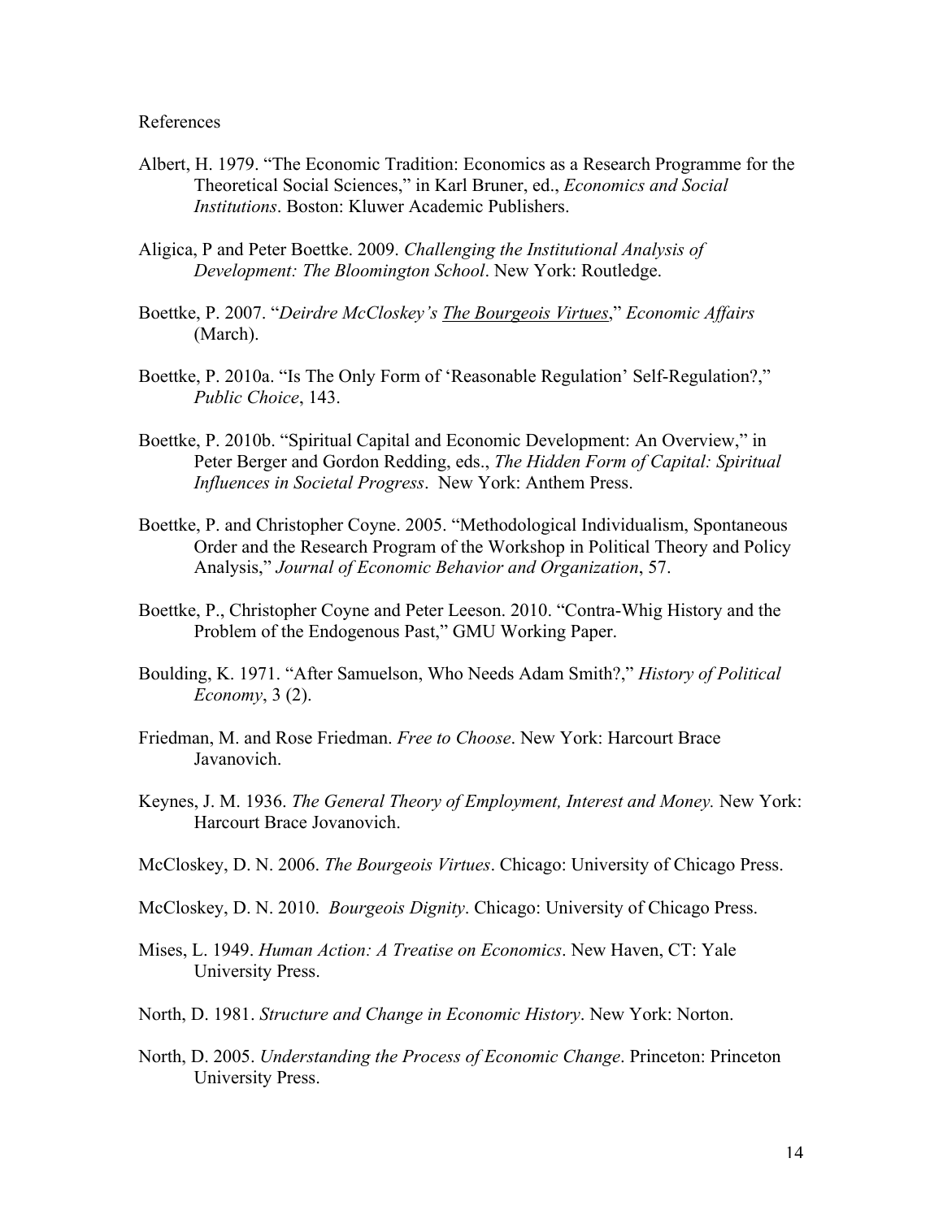References

Albert, H. 1979. "The Economic Tradition: Economics as a Research Programme for the Theoretical Social Sciences," in Karl Bruner, ed., *Economics and Social Institutions*. Boston: Kluwer Academic Publishers.

Aligica, P and Peter Boettke. 2009. *Challenging the Institutional Analysis of Development: The Bloomington School*. New York: Routledge.

Boettke, P. 2007. "*Deirdre McCloskey's The Bourgeois Virtues*," *Economic Affairs* (March).

Boettke, P. 2010a. "Is The Only Form of 'Reasonable Regulation' Self-Regulation?," *Public Choice*, 143.

Boettke, P. 2010b. "Spiritual Capital and Economic Development: An Overview," in Peter Berger and Gordon Redding, eds., *The Hidden Form of Capital: Spiritual Influences in Societal Progress*. New York: Anthem Press.

Boettke, P. and Christopher Coyne. 2005. "Methodological Individualism, Spontaneous Order and the Research Program of the Workshop in Political Theory and Policy Analysis," *Journal of Economic Behavior and Organization*, 57.

Boettke, P., Christopher Coyne and Peter Leeson. 2010. "Contra-Whig History and the Problem of the Endogenous Past," GMU Working Paper.

Boulding, K. 1971. "After Samuelson, Who Needs Adam Smith?," *History of Political Economy*, 3 (2).

Friedman, M. and Rose Friedman. *Free to Choose*. New York: Harcourt Brace Javanovich.

Keynes, J. M. 1936. *The General Theory of Employment, Interest and Money.* New York: Harcourt Brace Jovanovich.

McCloskey, D. N. 2006. *The Bourgeois Virtues*. Chicago: University of Chicago Press.

McCloskey, D. N. 2010. *Bourgeois Dignity*. Chicago: University of Chicago Press.

Mises, L. 1949. *Human Action: A Treatise on Economics*. New Haven, CT: Yale University Press.

North, D. 1981. *Structure and Change in Economic History*. New York: Norton.

North, D. 2005. *Understanding the Process of Economic Change*. Princeton: Princeton University Press.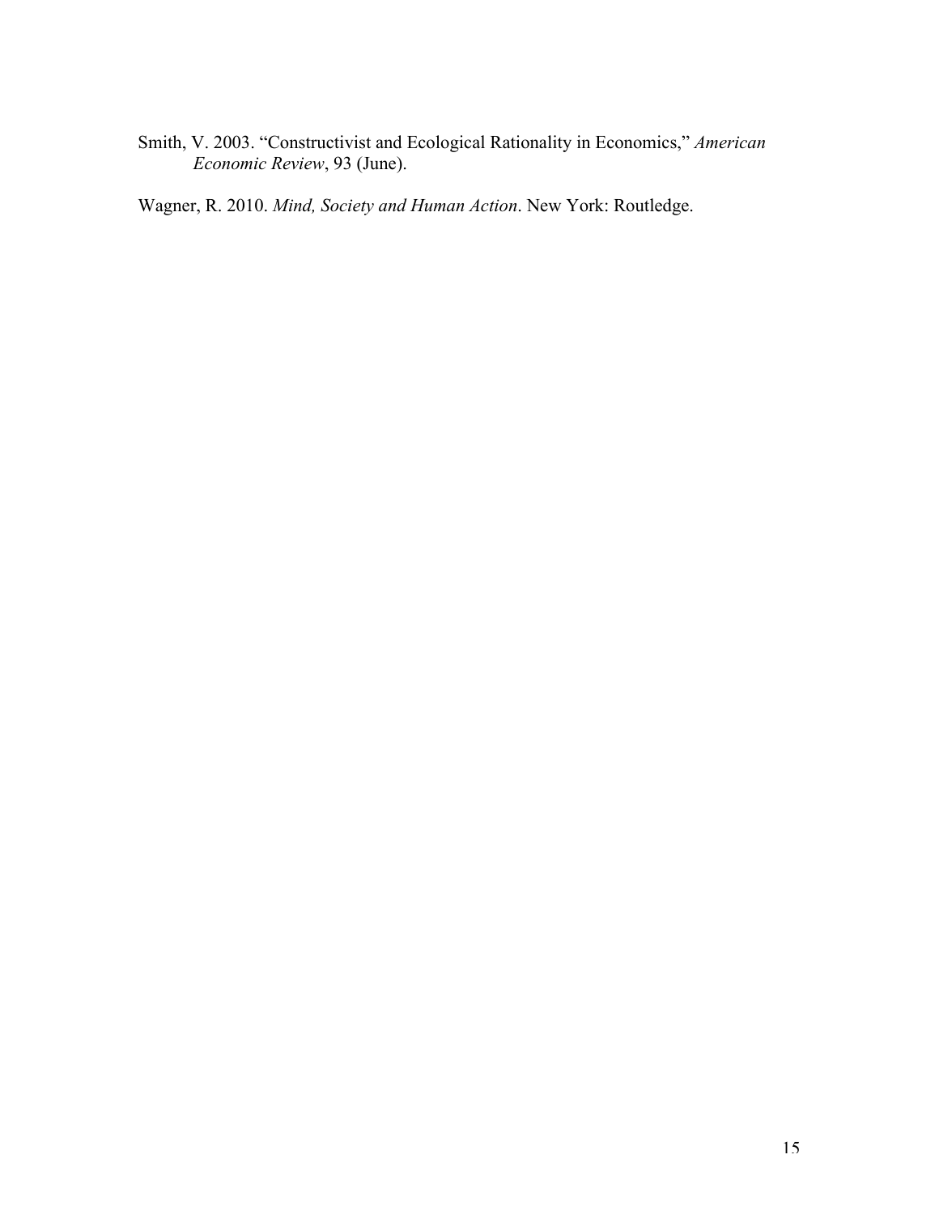Smith, V. 2003. "Constructivist and Ecological Rationality in Economics," *American Economic Review*, 93 (June).

Wagner, R. 2010. *Mind, Society and Human Action*. New York: Routledge.